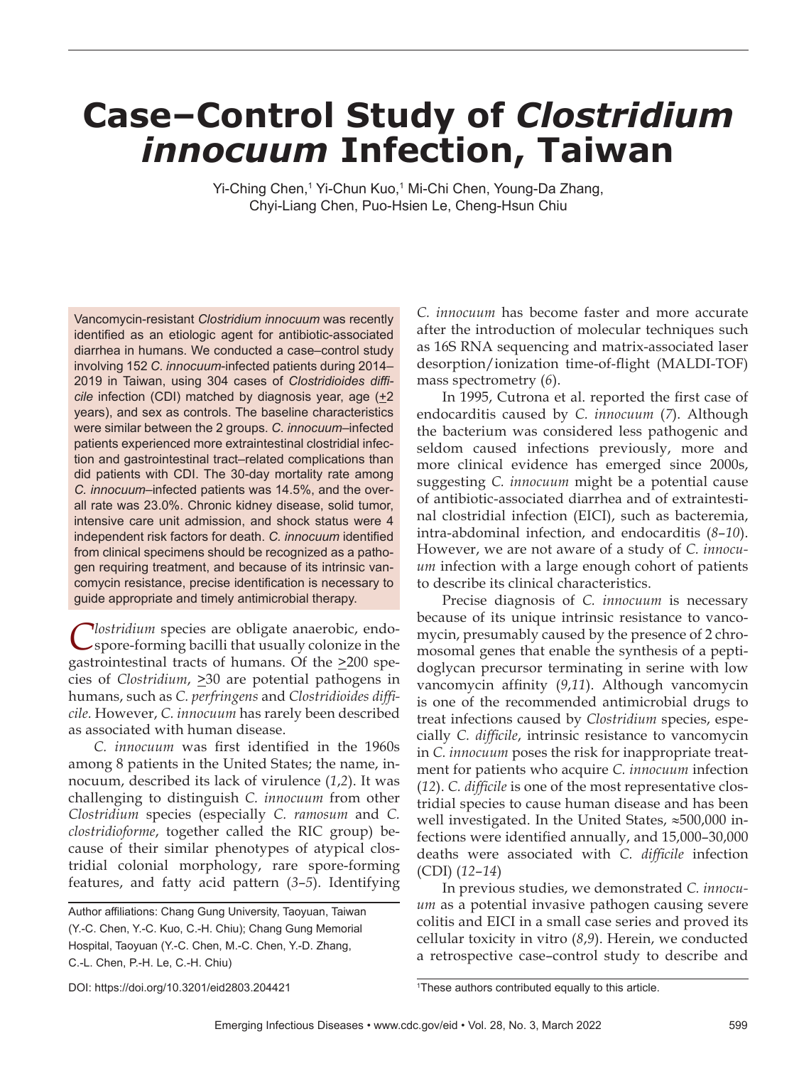# Case–Control Study of *Clostridium innocuum* Infection, Taiwan

Yi-Ching Chen,[1] Yi-Chun Kuo,[1] Mi-Chi Chen, Young-Da Zhang, Chyi-Liang Chen, Puo-Hsien Le, Cheng-Hsun Chiu

Vancomycin-resistant *Clostridium innocuum* was recently identified as an etiologic agent for antibiotic-associated diarrhea in humans. We conducted a case–control study involving 152 *C. innocuum*-infected patients during 2014–2019 in Taiwan, using 304 cases of *Clostridioides difficile* infection (CDI) matched by diagnosis year, age (+2 years), and sex as controls. The baseline characteristics were similar between the 2 groups. *C. innocuum*–infected patients experienced more extraintestinal clostridial infection and gastrointestinal tract–related complications than did patients with CDI. The 30-day mortality rate among *C. innocuum*–infected patients was 14.5%, and the overall rate was 23.0%. Chronic kidney disease, solid tumor, intensive care unit admission, and shock status were 4 independent risk factors for death. *C. innocuum* identified from clinical specimens should be recognized as a pathogen requiring treatment, and because of its intrinsic vancomycin resistance, precise identification is necessary to guide appropriate and timely antimicrobial therapy.

*Clostridium* species are obligate anaerobic, endospore-forming bacilli that usually colonize in the gastrointestinal tracts of humans. Of the >200 species of *Clostridium*, >30 are potential pathogens in humans, such as *C. perfringens* and *Clostridioides difficile*. However, *C. innocuum* has rarely been described as associated with human disease.

*C. innocuum* was first identified in the 1960s among 8 patients in the United States; the name, innocuum, described its lack of virulence (*1*,*2*). It was challenging to distinguish *C. innocuum* from other *Clostridium* species (especially *C. ramosum* and *C. clostridioforme*, together called the RIC group) because of their similar phenotypes of atypical clostridial colonial morphology, rare spore-forming features, and fatty acid pattern (*3*–*5*). Identifying *C. innocuum* has become faster and more accurate after the introduction of molecular techniques such as 16S RNA sequencing and matrix-associated laser desorption/ionization time-of-flight (MALDI-TOF) mass spectrometry (*6*).

In 1995, Cutrona et al. reported the first case of endocarditis caused by *C. innocuum* (*7*). Although the bacterium was considered less pathogenic and seldom caused infections previously, more and more clinical evidence has emerged since 2000s, suggesting *C. innocuum* might be a potential cause of antibiotic-associated diarrhea and of extraintestinal clostridial infection (EICI), such as bacteremia, intra-abdominal infection, and endocarditis (*8*–*10*). However, we are not aware of a study of *C. innocuum* infection with a large enough cohort of patients to describe its clinical characteristics.

Precise diagnosis of *C. innocuum* is necessary because of its unique intrinsic resistance to vancomycin, presumably caused by the presence of 2 chromosomal genes that enable the synthesis of a peptidoglycan precursor terminating in serine with low vancomycin affinity (*9*,*11*). Although vancomycin is one of the recommended antimicrobial drugs to treat infections caused by *Clostridium* species, especially *C. difficile*, intrinsic resistance to vancomycin in *C. innocuum* poses the risk for inappropriate treatment for patients who acquire *C. innocuum* infection (*12*). *C. difficile* is one of the most representative clostridial species to cause human disease and has been well investigated. In the United States, ≈500,000 infections were identified annually, and 15,000–30,000 deaths were associated with *C. difficile* infection (CDI) (*12*–*14*)

In previous studies, we demonstrated *C. innocuum* as a potential invasive pathogen causing severe colitis and EICI in a small case series and proved its cellular toxicity in vitro (*8*,*9*). Herein, we conducted a retrospective case–control study to describe and

Author affiliations: Chang Gung University, Taoyuan, Taiwan (Y.-C. Chen, Y.-C. Kuo, C.-H. Chiu); Chang Gung Memorial Hospital, Taoyuan (Y.-C. Chen, M.-C. Chen, Y.-D. Zhang, C.-L. Chen, P.-H. Le, C.-H. Chiu)

DOI: https://doi.org/10.3201/eid2803.204421

[1]These authors contributed equally to this article.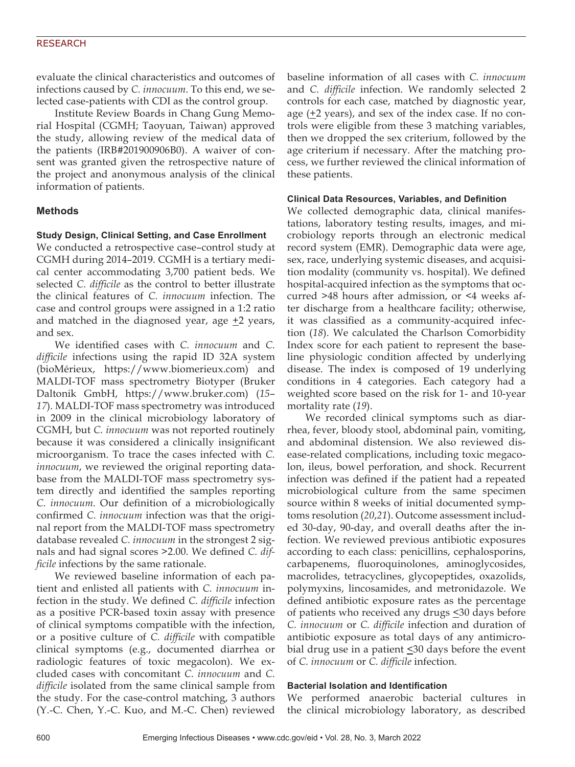evaluate the clinical characteristics and outcomes of infections caused by *C. innocuum*. To this end, we selected case-patients with CDI as the control group.

Institute Review Boards in Chang Gung Memorial Hospital (CGMH; Taoyuan, Taiwan) approved the study, allowing review of the medical data of the patients (IRB#201900906B0). A waiver of consent was granted given the retrospective nature of the project and anonymous analysis of the clinical information of patients.

## Methods

### Study Design, Clinical Setting, and Case Enrollment

We conducted a retrospective case–control study at CGMH during 2014–2019. CGMH is a tertiary medical center accommodating 3,700 patient beds. We selected *C. difficile* as the control to better illustrate the clinical features of *C. innocuum* infection. The case and control groups were assigned in a 1:2 ratio and matched in the diagnosed year, age ±2 years, and sex.

We identified cases with *C. innocuum* and *C. difficile* infections using the rapid ID 32A system (bioMérieux, https://www.biomerieux.com) and MALDI-TOF mass spectrometry Biotyper (Bruker Daltonik GmbH, https://www.bruker.com) (*15*–*17*). MALDI-TOF mass spectrometry was introduced in 2009 in the clinical microbiology laboratory of CGMH, but *C. innocuum* was not reported routinely because it was considered a clinically insignificant microorganism. To trace the cases infected with *C. innocuum*, we reviewed the original reporting database from the MALDI-TOF mass spectrometry system directly and identified the samples reporting *C. innocuum*. Our definition of a microbiologically confirmed *C. innocuum* infection was that the original report from the MALDI-TOF mass spectrometry database revealed *C. innocuum* in the strongest 2 signals and had signal scores >2.00. We defined *C. difficile* infections by the same rationale.

We reviewed baseline information of each patient and enlisted all patients with *C. innocuum* infection in the study. We defined *C. difficile* infection as a positive PCR-based toxin assay with presence of clinical symptoms compatible with the infection, or a positive culture of *C. difficile* with compatible clinical symptoms (e.g., documented diarrhea or radiologic features of toxic megacolon). We excluded cases with concomitant *C. innocuum* and *C. difficile* isolated from the same clinical sample from the study. For the case-control matching, 3 authors (Y.-C. Chen, Y.-C. Kuo, and M.-C. Chen) reviewed baseline information of all cases with *C. innocuum* and *C. difficile* infection. We randomly selected 2 controls for each case, matched by diagnostic year, age (±2 years), and sex of the index case. If no controls were eligible from these 3 matching variables, then we dropped the sex criterium, followed by the age criterium if necessary. After the matching process, we further reviewed the clinical information of these patients.

### Clinical Data Resources, Variables, and Definition

We collected demographic data, clinical manifestations, laboratory testing results, images, and microbiology reports through an electronic medical record system (EMR). Demographic data were age, sex, race, underlying systemic diseases, and acquisition modality (community vs. hospital). We defined hospital-acquired infection as the symptoms that occurred >48 hours after admission, or <4 weeks after discharge from a healthcare facility; otherwise, it was classified as a community-acquired infection (*18*). We calculated the Charlson Comorbidity Index score for each patient to represent the baseline physiologic condition affected by underlying disease. The index is composed of 19 underlying conditions in 4 categories. Each category had a weighted score based on the risk for 1- and 10-year mortality rate (*19*).

We recorded clinical symptoms such as diarrhea, fever, bloody stool, abdominal pain, vomiting, and abdominal distension. We also reviewed disease-related complications, including toxic megacolon, ileus, bowel perforation, and shock. Recurrent infection was defined if the patient had a repeated microbiological culture from the same specimen source within 8 weeks of initial documented symptoms resolution (*20*,*21*). Outcome assessment included 30-day, 90-day, and overall deaths after the infection. We reviewed previous antibiotic exposures according to each class: penicillins, cephalosporins, carbapenems, fluoroquinolones, aminoglycosides, macrolides, tetracyclines, glycopeptides, oxazolids, polymyxins, lincosamides, and metronidazole. We defined antibiotic exposure rates as the percentage of patients who received any drugs ≤30 days before *C. innocuum* or *C. difficile* infection and duration of antibiotic exposure as total days of any antimicrobial drug use in a patient ≤30 days before the event of *C. innocuum* or *C. difficile* infection.

### Bacterial Isolation and Identification

We performed anaerobic bacterial cultures in the clinical microbiology laboratory, as described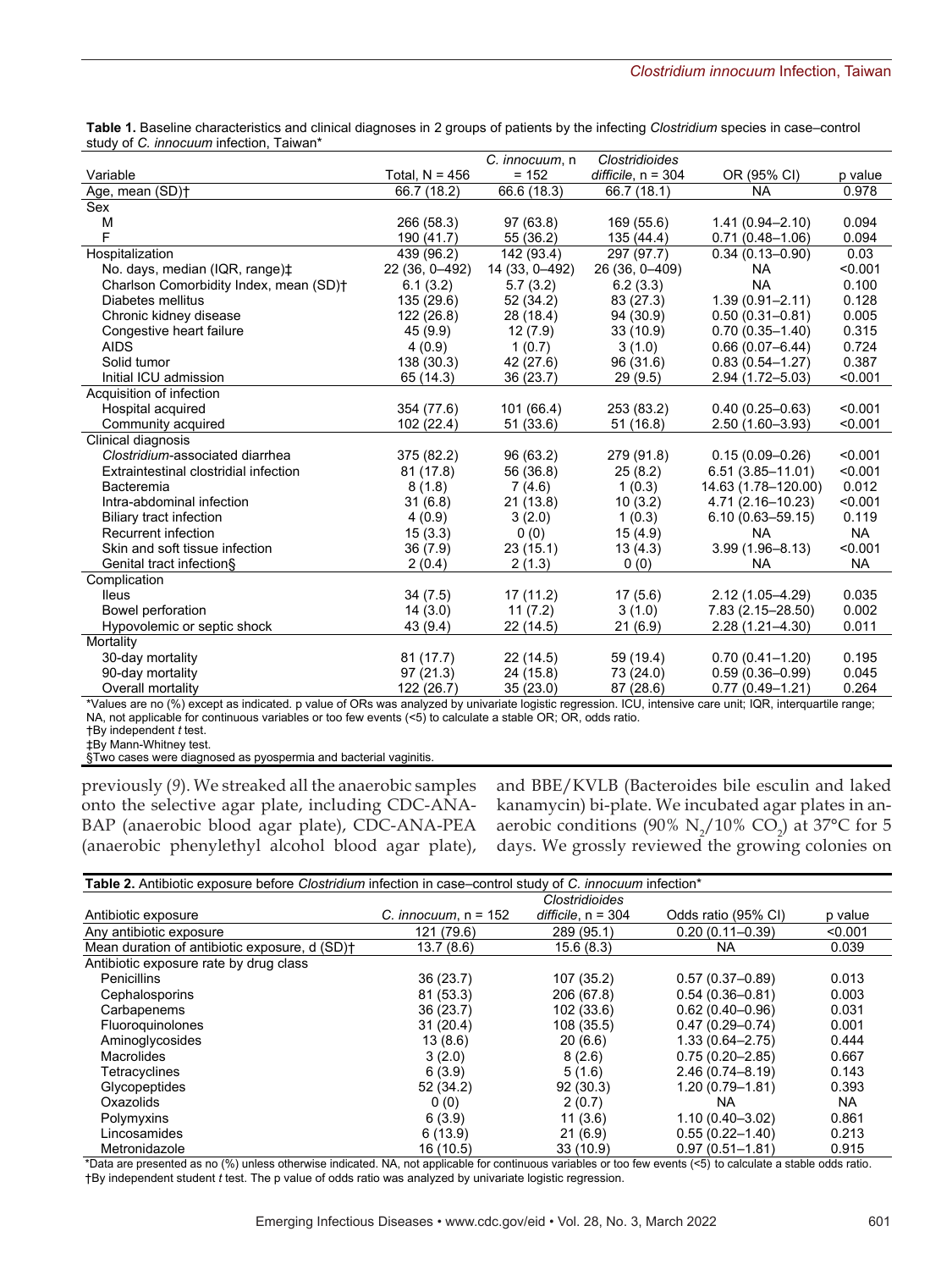**Table 1.** Baseline characteristics and clinical diagnoses in 2 groups of patients by the infecting *Clostridium* species in case–control study of *C. innocuum* infection, Taiwan*

| Variable | Total, N = 456 | *C. innocuum*, n = 152 | *Clostridioides difficile*, n = 304 | OR (95% CI) | p value |
|---|---|---|---|---|---|
| Age, mean (SD)† | 66.7 (18.2) | 66.6 (18.3) | 66.7 (18.1) | NA | 0.978 |
| Sex | | | | | |
| M | 266 (58.3) | 97 (63.8) | 169 (55.6) | 1.41 (0.94–2.10) | 0.094 |
| F | 190 (41.7) | 55 (36.2) | 135 (44.4) | 0.71 (0.48–1.06) | 0.094 |
| Hospitalization | 439 (96.2) | 142 (93.4) | 297 (97.7) | 0.34 (0.13–0.90) | 0.03 |
| No. days, median (IQR, range)‡ | 22 (36, 0–492) | 14 (33, 0–492) | 26 (36, 0–409) | NA | <0.001 |
| Charlson Comorbidity Index, mean (SD)† | 6.1 (3.2) | 5.7 (3.2) | 6.2 (3.3) | NA | 0.100 |
| Diabetes mellitus | 135 (29.6) | 52 (34.2) | 83 (27.3) | 1.39 (0.91–2.11) | 0.128 |
| Chronic kidney disease | 122 (26.8) | 28 (18.4) | 94 (30.9) | 0.50 (0.31–0.81) | 0.005 |
| Congestive heart failure | 45 (9.9) | 12 (7.9) | 33 (10.9) | 0.70 (0.35–1.40) | 0.315 |
| AIDS | 4 (0.9) | 1 (0.7) | 3 (1.0) | 0.66 (0.07–6.44) | 0.724 |
| Solid tumor | 138 (30.3) | 42 (27.6) | 96 (31.6) | 0.83 (0.54–1.27) | 0.387 |
| Initial ICU admission | 65 (14.3) | 36 (23.7) | 29 (9.5) | 2.94 (1.72–5.03) | <0.001 |
| Acquisition of infection | | | | | |
| Hospital acquired | 354 (77.6) | 101 (66.4) | 253 (83.2) | 0.40 (0.25–0.63) | <0.001 |
| Community acquired | 102 (22.4) | 51 (33.6) | 51 (16.8) | 2.50 (1.60–3.93) | <0.001 |
| Clinical diagnosis | | | | | |
| *Clostridium*-associated diarrhea | 375 (82.2) | 96 (63.2) | 279 (91.8) | 0.15 (0.09–0.26) | <0.001 |
| Extraintestinal clostridial infection | 81 (17.8) | 56 (36.8) | 25 (8.2) | 6.51 (3.85–11.01) | <0.001 |
| Bacteremia | 8 (1.8) | 7 (4.6) | 1 (0.3) | 14.63 (1.78–120.00) | 0.012 |
| Intra-abdominal infection | 31 (6.8) | 21 (13.8) | 10 (3.2) | 4.71 (2.16–10.23) | <0.001 |
| Biliary tract infection | 4 (0.9) | 3 (2.0) | 1 (0.3) | 6.10 (0.63–59.15) | 0.119 |
| Recurrent infection | 15 (3.3) | 0 (0) | 15 (4.9) | NA | NA |
| Skin and soft tissue infection | 36 (7.9) | 23 (15.1) | 13 (4.3) | 3.99 (1.96–8.13) | <0.001 |
| Genital tract infection§ | 2 (0.4) | 2 (1.3) | 0 (0) | NA | NA |
| Complication | | | | | |
| Ileus | 34 (7.5) | 17 (11.2) | 17 (5.6) | 2.12 (1.05–4.29) | 0.035 |
| Bowel perforation | 14 (3.0) | 11 (7.2) | 3 (1.0) | 7.83 (2.15–28.50) | 0.002 |
| Hypovolemic or septic shock | 43 (9.4) | 22 (14.5) | 21 (6.9) | 2.28 (1.21–4.30) | 0.011 |
| Mortality | | | | | |
| 30-day mortality | 81 (17.7) | 22 (14.5) | 59 (19.4) | 0.70 (0.41–1.20) | 0.195 |
| 90-day mortality | 97 (21.3) | 24 (15.8) | 73 (24.0) | 0.59 (0.36–0.99) | 0.045 |
| Overall mortality | 122 (26.7) | 35 (23.0) | 87 (28.6) | 0.77 (0.49–1.21) | 0.264 |

*Values are no (%) except as indicated. p value of ORs was analyzed by univariate logistic regression. ICU, intensive care unit; IQR, interquartile range; NA, not applicable for continuous variables or too few events (<5) to calculate a stable OR; OR, odds ratio.
†By independent *t* test.
‡By Mann-Whitney test.
§Two cases were diagnosed as pyospermia and bacterial vaginitis.

previously (*9*). We streaked all the anaerobic samples onto the selective agar plate, including CDC-ANA-BAP (anaerobic blood agar plate), CDC-ANA-PEA (anaerobic phenylethyl alcohol blood agar plate), and BBE/KVLB (Bacteroides bile esculin and laked kanamycin) bi-plate. We incubated agar plates in anaerobic conditions (90% $N_2$/10% $CO_2$) at 37°C for 5 days. We grossly reviewed the growing colonies on

**Table 2.** Antibiotic exposure before *Clostridium* infection in case–control study of *C. innocuum* infection*

| Antibiotic exposure | *C. innocuum*, n = 152 | *Clostridioides difficile*, n = 304 | Odds ratio (95% CI) | p value |
|---|---|---|---|---|
| Any antibiotic exposure | 121 (79.6) | 289 (95.1) | 0.20 (0.11–0.39) | <0.001 |
| Mean duration of antibiotic exposure, d (SD)† | 13.7 (8.6) | 15.6 (8.3) | NA | 0.039 |
| Antibiotic exposure rate by drug class | | | | |
| Penicillins | 36 (23.7) | 107 (35.2) | 0.57 (0.37–0.89) | 0.013 |
| Cephalosporins | 81 (53.3) | 206 (67.8) | 0.54 (0.36–0.81) | 0.003 |
| Carbapenems | 36 (23.7) | 102 (33.6) | 0.62 (0.40–0.96) | 0.031 |
| Fluoroquinolones | 31 (20.4) | 108 (35.5) | 0.47 (0.29–0.74) | 0.001 |
| Aminoglycosides | 13 (8.6) | 20 (6.6) | 1.33 (0.64–2.75) | 0.444 |
| Macrolides | 3 (2.0) | 8 (2.6) | 0.75 (0.20–2.85) | 0.667 |
| Tetracyclines | 6 (3.9) | 5 (1.6) | 2.46 (0.74–8.19) | 0.143 |
| Glycopeptides | 52 (34.2) | 92 (30.3) | 1.20 (0.79–1.81) | 0.393 |
| Oxazolids | 0 (0) | 2 (0.7) | NA | NA |
| Polymyxins | 6 (3.9) | 11 (3.6) | 1.10 (0.40–3.02) | 0.861 |
| Lincosamides | 6 (13.9) | 21 (6.9) | 0.55 (0.22–1.40) | 0.213 |
| Metronidazole | 16 (10.5) | 33 (10.9) | 0.97 (0.51–1.81) | 0.915 |

*Data are presented as no (%) unless otherwise indicated. NA, not applicable for continuous variables or too few events (<5) to calculate a stable odds ratio.
†By independent student *t* test. The p value of odds ratio was analyzed by univariate logistic regression.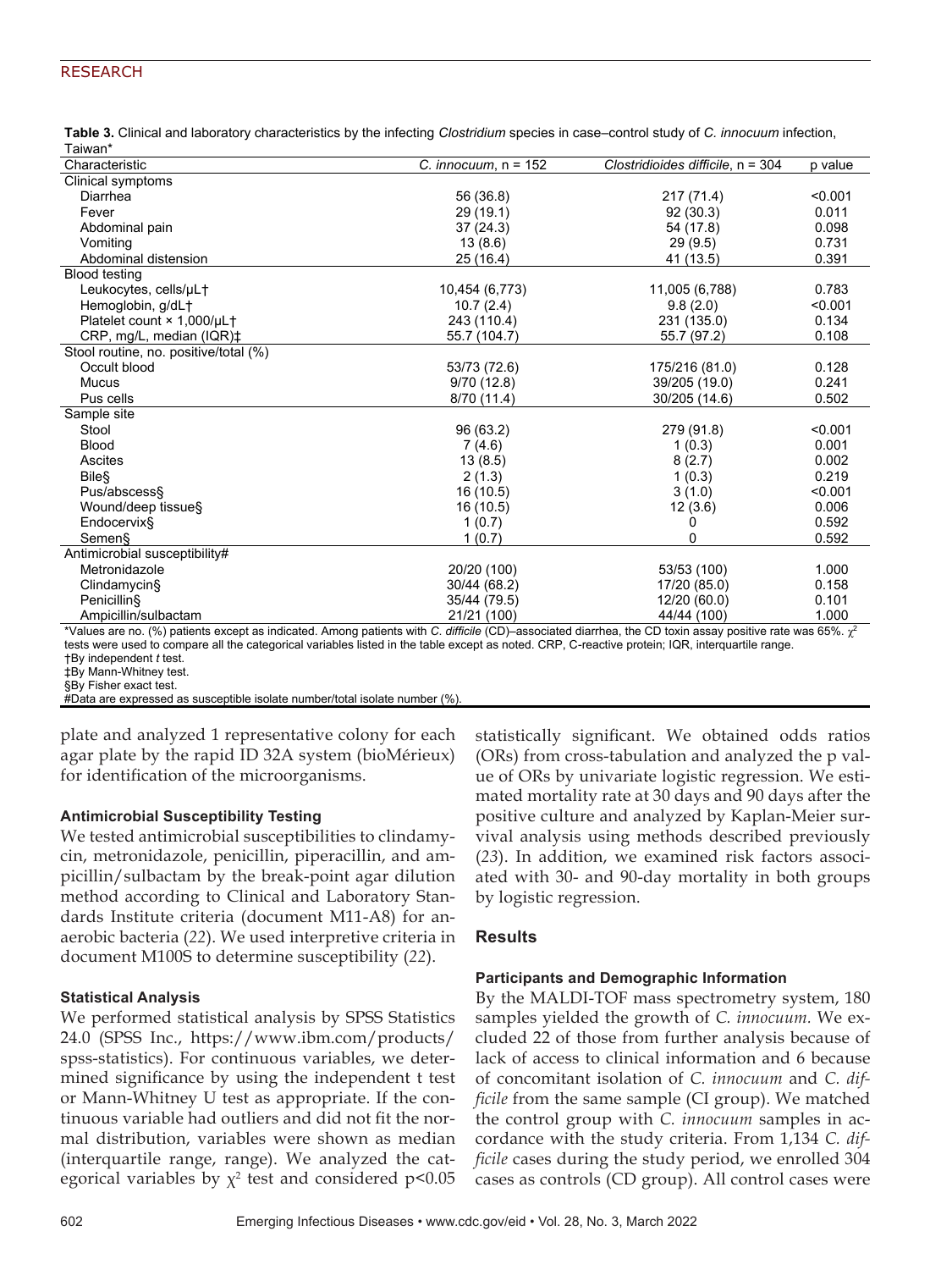**Table 3.** Clinical and laboratory characteristics by the infecting *Clostridium* species in case–control study of *C. innocuum* infection, Taiwan*

| Characteristic | *C. innocuum*, n = 152 | *Clostridioides difficile*, n = 304 | p value |
|---|---|---|---|
| Clinical symptoms | | | |
| Diarrhea | 56 (36.8) | 217 (71.4) | <0.001 |
| Fever | 29 (19.1) | 92 (30.3) | 0.011 |
| Abdominal pain | 37 (24.3) | 54 (17.8) | 0.098 |
| Vomiting | 13 (8.6) | 29 (9.5) | 0.731 |
| Abdominal distension | 25 (16.4) | 41 (13.5) | 0.391 |
| Blood testing | | | |
| Leukocytes, cells/μL† | 10,454 (6,773) | 11,005 (6,788) | 0.783 |
| Hemoglobin, g/dL† | 10.7 (2.4) | 9.8 (2.0) | <0.001 |
| Platelet count × 1,000/μL† | 243 (110.4) | 231 (135.0) | 0.134 |
| CRP, mg/L, median (IQR)‡ | 55.7 (104.7) | 55.7 (97.2) | 0.108 |
| Stool routine, no. positive/total (%) | | | |
| Occult blood | 53/73 (72.6) | 175/216 (81.0) | 0.128 |
| Mucus | 9/70 (12.8) | 39/205 (19.0) | 0.241 |
| Pus cells | 8/70 (11.4) | 30/205 (14.6) | 0.502 |
| Sample site | | | |
| Stool | 96 (63.2) | 279 (91.8) | <0.001 |
| Blood | 7 (4.6) | 1 (0.3) | 0.001 |
| Ascites | 13 (8.5) | 8 (2.7) | 0.002 |
| Bile§ | 2 (1.3) | 1 (0.3) | 0.219 |
| Pus/abscess§ | 16 (10.5) | 3 (1.0) | <0.001 |
| Wound/deep tissue§ | 16 (10.5) | 12 (3.6) | 0.006 |
| Endocervix§ | 1 (0.7) | 0 | 0.592 |
| Semen§ | 1 (0.7) | 0 | 0.592 |
| Antimicrobial susceptibility# | | | |
| Metronidazole | 20/20 (100) | 53/53 (100) | 1.000 |
| Clindamycin§ | 30/44 (68.2) | 17/20 (85.0) | 0.158 |
| Penicillin§ | 35/44 (79.5) | 12/20 (60.0) | 0.101 |
| Ampicillin/sulbactam | 21/21 (100) | 44/44 (100) | 1.000 |

*Values are no. (%) patients except as indicated. Among patients with *C. difficile* (CD)–associated diarrhea, the CD toxin assay positive rate was 65%. $\chi^2$ tests were used to compare all the categorical variables listed in the table except as noted. CRP, C-reactive protein; IQR, interquartile range.
†By independent *t* test.
‡By Mann-Whitney test.
§By Fisher exact test.
#Data are expressed as susceptible isolate number/total isolate number (%).

plate and analyzed 1 representative colony for each agar plate by the rapid ID 32A system (bioMérieux) for identification of the microorganisms.

### Antimicrobial Susceptibility Testing

We tested antimicrobial susceptibilities to clindamycin, metronidazole, penicillin, piperacillin, and ampicillin/sulbactam by the break-point agar dilution method according to Clinical and Laboratory Standards Institute criteria (document M11-A8) for anaerobic bacteria (*22*). We used interpretive criteria in document M100S to determine susceptibility (*22*).

### Statistical Analysis

We performed statistical analysis by SPSS Statistics 24.0 (SPSS Inc., https://www.ibm.com/products/spss-statistics). For continuous variables, we determined significance by using the independent t test or Mann-Whitney U test as appropriate. If the continuous variable had outliers and did not fit the normal distribution, variables were shown as median (interquartile range, range). We analyzed the categorical variables by $\chi^2$ test and considered $p<0.05$ statistically significant. We obtained odds ratios (ORs) from cross-tabulation and analyzed the p value of ORs by univariate logistic regression. We estimated mortality rate at 30 days and 90 days after the positive culture and analyzed by Kaplan-Meier survival analysis using methods described previously (*23*). In addition, we examined risk factors associated with 30- and 90-day mortality in both groups by logistic regression.

## Results

### Participants and Demographic Information

By the MALDI-TOF mass spectrometry system, 180 samples yielded the growth of *C. innocuum.* We excluded 22 of those from further analysis because of lack of access to clinical information and 6 because of concomitant isolation of *C. innocuum* and *C. difficile* from the same sample (CI group). We matched the control group with *C. innocuum* samples in accordance with the study criteria. From 1,134 *C. difficile* cases during the study period, we enrolled 304 cases as controls (CD group). All control cases were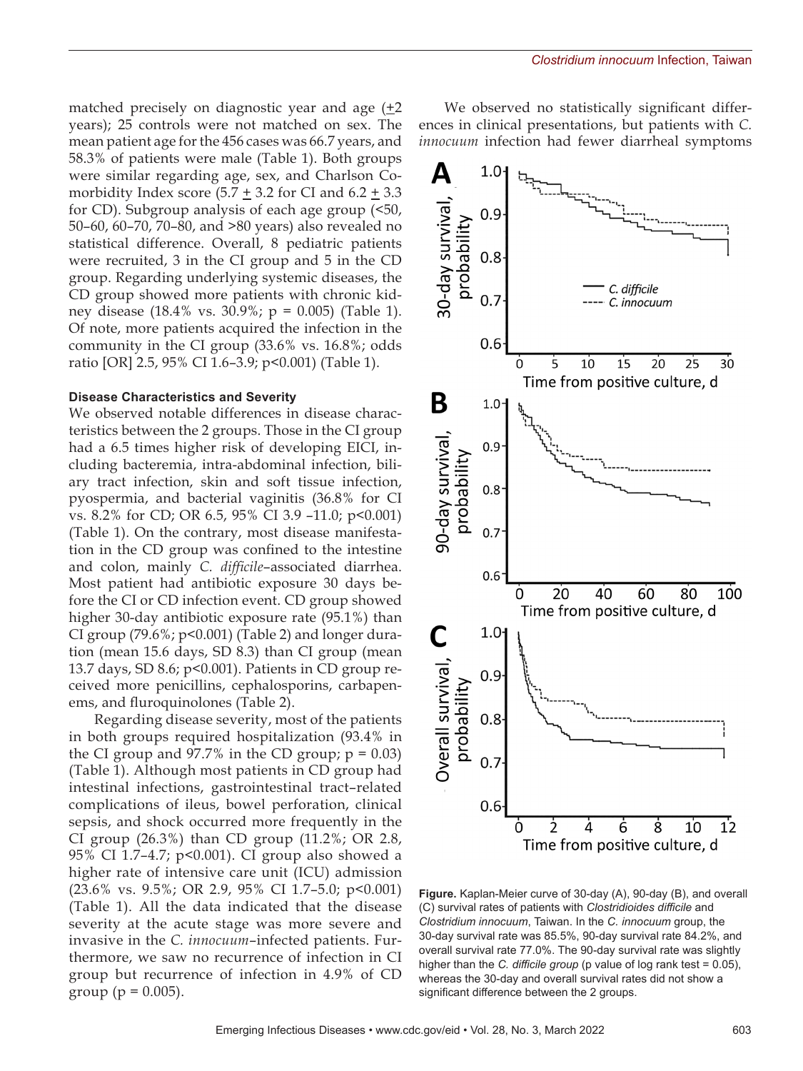matched precisely on diagnostic year and age (±2 years); 25 controls were not matched on sex. The mean patient age for the 456 cases was 66.7 years, and 58.3% of patients were male (Table 1). Both groups were similar regarding age, sex, and Charlson Comorbidity Index score (5.7 ± 3.2 for CI and 6.2 ± 3.3 for CD). Subgroup analysis of each age group (<50, 50–60, 60–70, 70–80, and >80 years) also revealed no statistical difference. Overall, 8 pediatric patients were recruited, 3 in the CI group and 5 in the CD group. Regarding underlying systemic diseases, the CD group showed more patients with chronic kidney disease (18.4% vs. 30.9%; p = 0.005) (Table 1). Of note, more patients acquired the infection in the community in the CI group (33.6% vs. 16.8%; odds ratio [OR] 2.5, 95% CI 1.6–3.9; p<0.001) (Table 1).

### Disease Characteristics and Severity

We observed notable differences in disease characteristics between the 2 groups. Those in the CI group had a 6.5 times higher risk of developing EICI, including bacteremia, intra-abdominal infection, biliary tract infection, skin and soft tissue infection, pyospermia, and bacterial vaginitis (36.8% for CI vs. 8.2% for CD; OR 6.5, 95% CI 3.9 –11.0; p<0.001) (Table 1). On the contrary, most disease manifestation in the CD group was confined to the intestine and colon, mainly *C. difficile*–associated diarrhea. Most patient had antibiotic exposure 30 days before the CI or CD infection event. CD group showed higher 30-day antibiotic exposure rate (95.1%) than CI group (79.6%; p<0.001) (Table 2) and longer duration (mean 15.6 days, SD 8.3) than CI group (mean 13.7 days, SD 8.6; p<0.001). Patients in CD group received more penicillins, cephalosporins, carbapenems, and fluroquinolones (Table 2).

Regarding disease severity, most of the patients in both groups required hospitalization (93.4% in the CI group and 97.7% in the CD group; p = 0.03) (Table 1). Although most patients in CD group had intestinal infections, gastrointestinal tract–related complications of ileus, bowel perforation, clinical sepsis, and shock occurred more frequently in the CI group (26.3%) than CD group (11.2%; OR 2.8, 95% CI 1.7–4.7; p<0.001). CI group also showed a higher rate of intensive care unit (ICU) admission (23.6% vs. 9.5%; OR 2.9, 95% CI 1.7–5.0; p<0.001) (Table 1). All the data indicated that the disease severity at the acute stage was more severe and invasive in the *C. innocuum*–infected patients. Furthermore, we saw no recurrence of infection in CI group but recurrence of infection in 4.9% of CD group (p = 0.005).

We observed no statistically significant differences in clinical presentations, but patients with *C. innocuum* infection had fewer diarrheal symptoms

**Figure.** Kaplan-Meier curve of 30-day (A), 90-day (B), and overall (C) survival rates of patients with *Clostridioides difficile* and *Clostridium innocuum*, Taiwan. In the *C. innocuum* group, the 30-day survival rate was 85.5%, 90-day survival rate 84.2%, and overall survival rate 77.0%. The 90-day survival rate was slightly higher than the *C. difficile group* (p value of log rank test = 0.05), whereas the 30-day and overall survival rates did not show a significant difference between the 2 groups.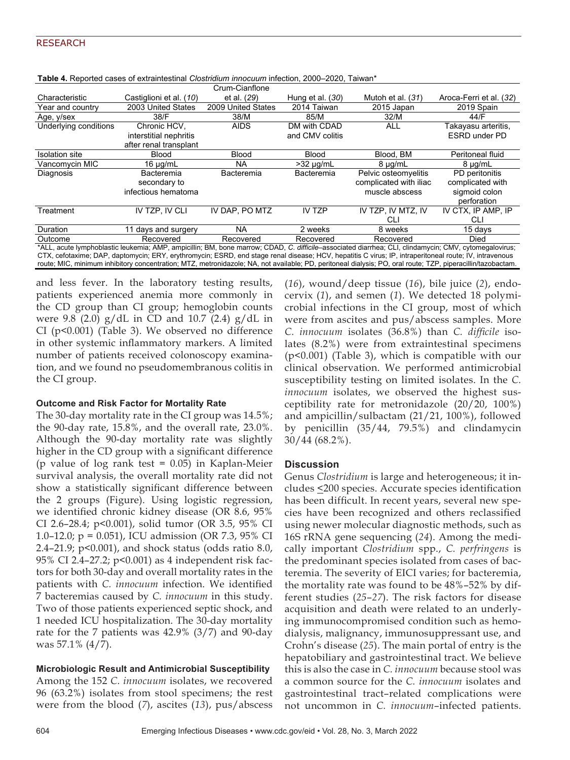**Table 4.** Reported cases of extraintestinal *Clostridium innocuum* infection, 2000–2020, Taiwan*

| Characteristic | Castiglioni et al. (*10*) | Crum-Cianflone et al. (*29*) | Hung et al. (*30*) | Mutoh et al. (*31*) | Aroca-Ferri et al. (*32*) |
|---|---|---|---|---|---|
| Year and country | 2003 United States | 2009 United States | 2014 Taiwan | 2015 Japan | 2019 Spain |
| Age, y/sex | 38/F | 38/M | 85/M | 32/M | 44/F |
| Underlying conditions | Chronic HCV, interstitial nephritis after renal transplant | AIDS | DM with CDAD and CMV colitis | ALL | Takayasu arteritis, ESRD under PD |
| Isolation site | Blood | Blood | Blood | Blood, BM | Peritoneal fluid |
| Vancomycin MIC | 16 µg/mL | NA | >32 µg/mL | 8 µg/mL | 8 µg/mL |
| Diagnosis | Bacteremia secondary to infectious hematoma | Bacteremia | Bacteremia | Pelvic osteomyelitis complicated with iliac muscle abscess | PD peritonitis complicated with sigmoid colon perforation |
| Treatment | IV TZP, IV CLI | IV DAP, PO MTZ | IV TZP | IV TZP, IV MTZ, IV CLI | IV CTX, IP AMP, IP CLI |
| Duration | 11 days and surgery | NA | 2 weeks | 8 weeks | 15 days |
| Outcome | Recovered | Recovered | Recovered | Recovered | Died |

*ALL, acute lymphoblastic leukemia; AMP, ampicillin; BM, bone marrow; CDAD, *C. difficile*–associated diarrhea; CLI, clindamycin; CMV, cytomegalovirus; CTX, cefotaxime; DAP, daptomycin; ERY, erythromycin; ESRD, end stage renal disease; HCV, hepatitis C virus; IP, intraperitoneal route; IV, intravenous route; MIC, minimum inhibitory concentration; MTZ, metronidazole; NA, not available; PD, peritoneal dialysis; PO, oral route; TZP, piperacillin/tazobactam.

and less fever. In the laboratory testing results, patients experienced anemia more commonly in the CD group than CI group; hemoglobin counts were 9.8 (2.0) g/dL in CD and 10.7 (2.4) g/dL in CI ($p<0.001$) (Table 3). We observed no difference in other systemic inflammatory markers. A limited number of patients received colonoscopy examination, and we found no pseudomembranous colitis in the CI group.

#### Outcome and Risk Factor for Mortality Rate

The 30-day mortality rate in the CI group was 14.5%; the 90-day rate, 15.8%, and the overall rate, 23.0%. Although the 90-day mortality rate was slightly higher in the CD group with a significant difference (p value of log rank test = 0.05) in Kaplan-Meier survival analysis, the overall mortality rate did not show a statistically significant difference between the 2 groups (Figure). Using logistic regression, we identified chronic kidney disease (OR 8.6, 95% CI 2.6–28.4; $p<0.001$), solid tumor (OR 3.5, 95% CI 1.0–12.0; $p = 0.051$), ICU admission (OR 7.3, 95% CI 2.4–21.9; $p<0.001$), and shock status (odds ratio 8.0, 95% CI 2.4–27.2; $p<0.001$) as 4 independent risk factors for both 30-day and overall mortality rates in the patients with *C. innocuum* infection. We identified 7 bacteremias caused by *C. innocuum* in this study. Two of those patients experienced septic shock, and 1 needed ICU hospitalization. The 30-day mortality rate for the 7 patients was 42.9% (3/7) and 90-day was 57.1% (4/7).

#### Microbiologic Result and Antimicrobial Susceptibility

Among the 152 *C. innocuum* isolates, we recovered 96 (63.2%) isolates from stool specimens; the rest were from the blood (*7*), ascites (*13*), pus/abscess (*16*), wound/deep tissue (*16*), bile juice (*2*), endocervix (*1*), and semen (*1*). We detected 18 polymicrobial infections in the CI group, most of which were from ascites and pus/abscess samples. More *C. innocuum* isolates (36.8%) than *C. difficile* isolates (8.2%) were from extraintestinal specimens ($p<0.001$) (Table 3), which is compatible with our clinical observation. We performed antimicrobial susceptibility testing on limited isolates. In the *C. innocuum* isolates, we observed the highest susceptibility rate for metronidazole (20/20, 100%) and ampicillin/sulbactam (21/21, 100%), followed by penicillin (35/44, 79.5%) and clindamycin 30/44 (68.2%).

## Discussion

Genus *Clostridium* is large and heterogeneous; it includes ≤200 species. Accurate species identification has been difficult. In recent years, several new species have been recognized and others reclassified using newer molecular diagnostic methods, such as 16S rRNA gene sequencing (*24*). Among the medically important *Clostridium* spp., *C. perfringens* is the predominant species isolated from cases of bacteremia. The severity of EICI varies; for bacteremia, the mortality rate was found to be 48%–52% by different studies (*25*–*27*). The risk factors for disease acquisition and death were related to an underlying immunocompromised condition such as hemodialysis, malignancy, immunosuppressant use, and Crohn's disease (*25*). The main portal of entry is the hepatobiliary and gastrointestinal tract. We believe this is also the case in *C. innocuum* because stool was a common source for the *C. innocuum* isolates and gastrointestinal tract–related complications were not uncommon in *C. innocuum*–infected patients.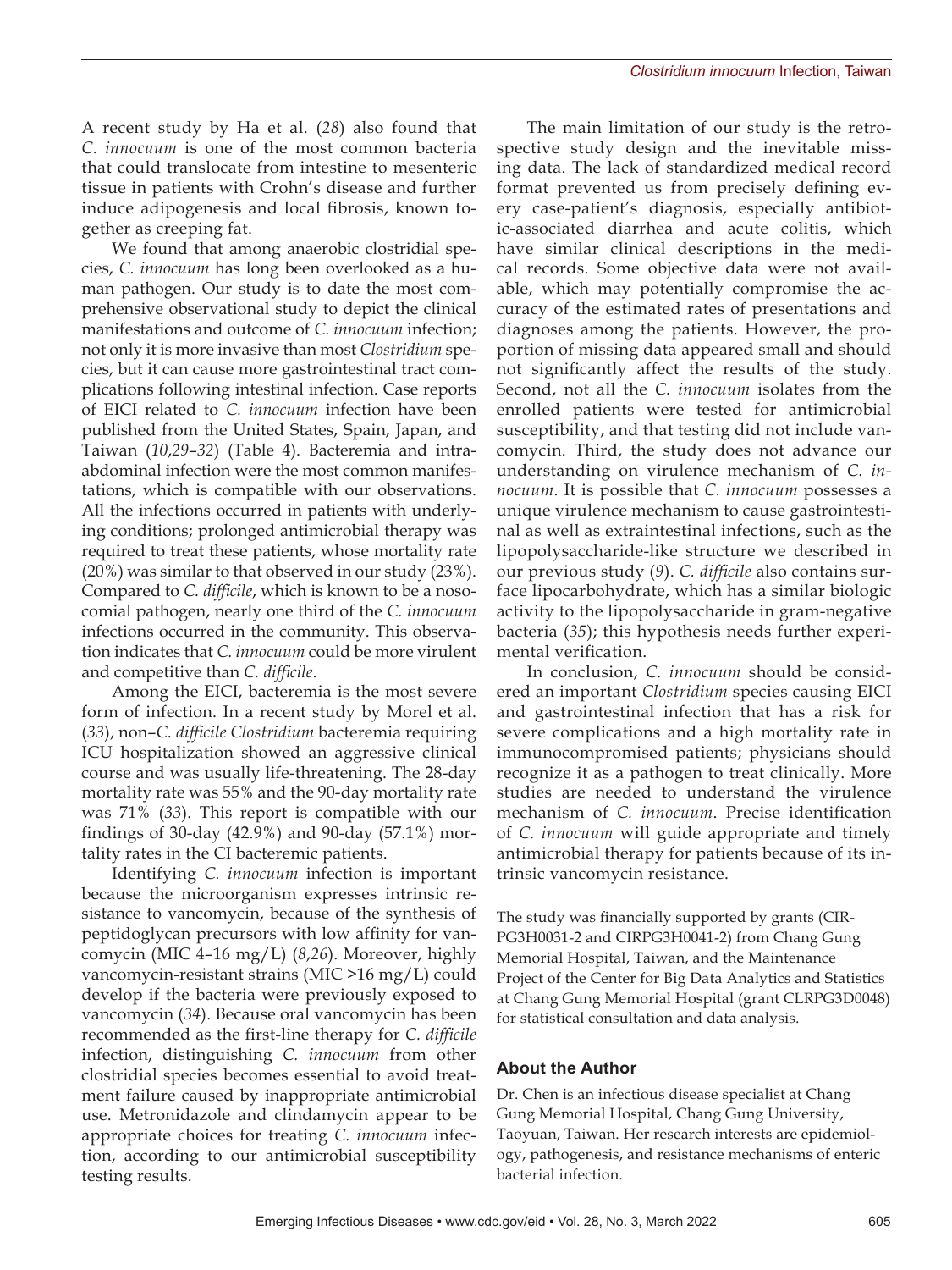A recent study by Ha et al. (*28*) also found that *C. innocuum* is one of the most common bacteria that could translocate from intestine to mesenteric tissue in patients with Crohn's disease and further induce adipogenesis and local fibrosis, known together as creeping fat.

We found that among anaerobic clostridial species, *C. innocuum* has long been overlooked as a human pathogen. Our study is to date the most comprehensive observational study to depict the clinical manifestations and outcome of *C. innocuum* infection; not only it is more invasive than most *Clostridium* species, but it can cause more gastrointestinal tract complications following intestinal infection. Case reports of EICI related to *C. innocuum* infection have been published from the United States, Spain, Japan, and Taiwan (*10*,*29*–*32*) (Table 4). Bacteremia and intraabdominal infection were the most common manifestations, which is compatible with our observations. All the infections occurred in patients with underlying conditions; prolonged antimicrobial therapy was required to treat these patients, whose mortality rate (20%) was similar to that observed in our study (23%). Compared to *C. difficile*, which is known to be a nosocomial pathogen, nearly one third of the *C. innocuum* infections occurred in the community. This observation indicates that *C. innocuum* could be more virulent and competitive than *C. difficile*.

Among the EICI, bacteremia is the most severe form of infection. In a recent study by Morel et al. (*33*), non–*C. difficile Clostridium* bacteremia requiring ICU hospitalization showed an aggressive clinical course and was usually life-threatening. The 28-day mortality rate was 55% and the 90-day mortality rate was 71% (*33*). This report is compatible with our findings of 30-day (42.9%) and 90-day (57.1%) mortality rates in the CI bacteremic patients.

Identifying *C. innocuum* infection is important because the microorganism expresses intrinsic resistance to vancomycin, because of the synthesis of peptidoglycan precursors with low affinity for vancomycin (MIC 4–16 mg/L) (*8*,*26*). Moreover, highly vancomycin-resistant strains (MIC >16 mg/L) could develop if the bacteria were previously exposed to vancomycin (*34*). Because oral vancomycin has been recommended as the first-line therapy for *C. difficile* infection, distinguishing *C. innocuum* from other clostridial species becomes essential to avoid treatment failure caused by inappropriate antimicrobial use. Metronidazole and clindamycin appear to be appropriate choices for treating *C. innocuum* infection, according to our antimicrobial susceptibility testing results.

The main limitation of our study is the retrospective study design and the inevitable missing data. The lack of standardized medical record format prevented us from precisely defining every case-patient's diagnosis, especially antibiotic-associated diarrhea and acute colitis, which have similar clinical descriptions in the medical records. Some objective data were not available, which may potentially compromise the accuracy of the estimated rates of presentations and diagnoses among the patients. However, the proportion of missing data appeared small and should not significantly affect the results of the study. Second, not all the *C. innocuum* isolates from the enrolled patients were tested for antimicrobial susceptibility, and that testing did not include vancomycin. Third, the study does not advance our understanding on virulence mechanism of *C. innocuum*. It is possible that *C. innocuum* possesses a unique virulence mechanism to cause gastrointestinal as well as extraintestinal infections, such as the lipopolysaccharide-like structure we described in our previous study (*9*). *C. difficile* also contains surface lipocarbohydrate, which has a similar biologic activity to the lipopolysaccharide in gram-negative bacteria (*35*); this hypothesis needs further experimental verification.

In conclusion, *C. innocuum* should be considered an important *Clostridium* species causing EICI and gastrointestinal infection that has a risk for severe complications and a high mortality rate in immunocompromised patients; physicians should recognize it as a pathogen to treat clinically. More studies are needed to understand the virulence mechanism of *C. innocuum*. Precise identification of *C. innocuum* will guide appropriate and timely antimicrobial therapy for patients because of its intrinsic vancomycin resistance.

The study was financially supported by grants (CIRPG3H0031-2 and CIRPG3H0041-2) from Chang Gung Memorial Hospital, Taiwan, and the Maintenance Project of the Center for Big Data Analytics and Statistics at Chang Gung Memorial Hospital (grant CLRPG3D0048) for statistical consultation and data analysis.

## About the Author

Dr. Chen is an infectious disease specialist at Chang Gung Memorial Hospital, Chang Gung University, Taoyuan, Taiwan. Her research interests are epidemiology, pathogenesis, and resistance mechanisms of enteric bacterial infection.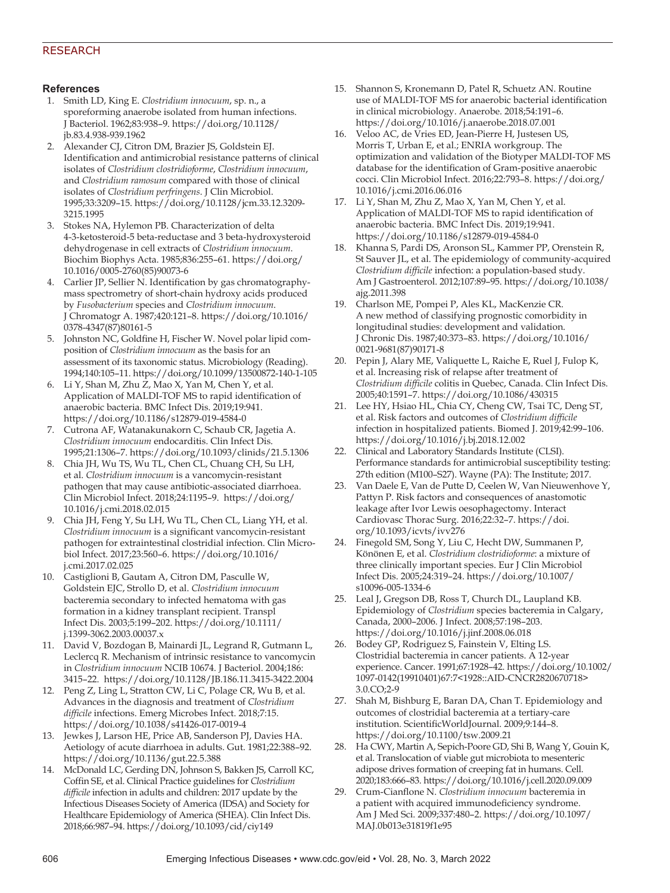## References

1. Smith LD, King E. *Clostridium innocuum*, sp. n., a sporeforming anaerobe isolated from human infections. J Bacteriol. 1962;83:938–9. https://doi.org/10.1128/jb.83.4.938-939.1962
2. Alexander CJ, Citron DM, Brazier JS, Goldstein EJ. Identification and antimicrobial resistance patterns of clinical isolates of *Clostridium clostridioforme*, *Clostridium innocuum*, and *Clostridium ramosum* compared with those of clinical isolates of *Clostridium perfringens*. J Clin Microbiol. 1995;33:3209–15. https://doi.org/10.1128/jcm.33.12.3209-3215.1995
3. Stokes NA, Hylemon PB. Characterization of delta 4-3-ketosteroid-5 beta-reductase and 3 beta-hydroxysteroid dehydrogenase in cell extracts of *Clostridium innocuum*. Biochim Biophys Acta. 1985;836:255–61. https://doi.org/10.1016/0005-2760(85)90073-6
4. Carlier JP, Sellier N. Identification by gas chromatography-mass spectrometry of short-chain hydroxy acids produced by *Fusobacterium* species and *Clostridium innocuum*. J Chromatogr A. 1987;420:121–8. https://doi.org/10.1016/0378-4347(87)80161-5
5. Johnston NC, Goldfine H, Fischer W. Novel polar lipid composition of *Clostridium innocuum* as the basis for an assessment of its taxonomic status. Microbiology (Reading). 1994;140:105–11. https://doi.org/10.1099/13500872-140-1-105
6. Li Y, Shan M, Zhu Z, Mao X, Yan M, Chen Y, et al. Application of MALDI-TOF MS to rapid identification of anaerobic bacteria. BMC Infect Dis. 2019;19:941. https://doi.org/10.1186/s12879-019-4584-0
7. Cutrona AF, Watanakunakorn C, Schaub CR, Jagetia A. *Clostridium innocuum* endocarditis. Clin Infect Dis. 1995;21:1306–7. https://doi.org/10.1093/clinids/21.5.1306
8. Chia JH, Wu TS, Wu TL, Chen CL, Chuang CH, Su LH, et al. *Clostridium innocuum* is a vancomycin-resistant pathogen that may cause antibiotic-associated diarrhoea. Clin Microbiol Infect. 2018;24:1195–9. https://doi.org/10.1016/j.cmi.2018.02.015
9. Chia JH, Feng Y, Su LH, Wu TL, Chen CL, Liang YH, et al. *Clostridium innocuum* is a significant vancomycin-resistant pathogen for extraintestinal clostridial infection. Clin Microbiol Infect. 2017;23:560–6. https://doi.org/10.1016/j.cmi.2017.02.025
10. Castiglioni B, Gautam A, Citron DM, Pasculle W, Goldstein EJC, Strollo D, et al. *Clostridium innocuum* bacteremia secondary to infected hematoma with gas formation in a kidney transplant recipient. Transpl Infect Dis. 2003;5:199–202. https://doi.org/10.1111/j.1399-3062.2003.00037.x
11. David V, Bozdogan B, Mainardi JL, Legrand R, Gutmann L, Leclercq R. Mechanism of intrinsic resistance to vancomycin in *Clostridium innocuum* NCIB 10674. J Bacteriol. 2004;186: 3415–22. https://doi.org/10.1128/JB.186.11.3415-3422.2004
12. Peng Z, Ling L, Stratton CW, Li C, Polage CR, Wu B, et al. Advances in the diagnosis and treatment of *Clostridium difficile* infections. Emerg Microbes Infect. 2018;7:15. https://doi.org/10.1038/s41426-017-0019-4
13. Jewkes J, Larson HE, Price AB, Sanderson PJ, Davies HA. Aetiology of acute diarrhoea in adults. Gut. 1981;22:388–92. https://doi.org/10.1136/gut.22.5.388
14. McDonald LC, Gerding DN, Johnson S, Bakken JS, Carroll KC, Coffin SE, et al. Clinical Practice guidelines for *Clostridium difficile* infection in adults and children: 2017 update by the Infectious Diseases Society of America (IDSA) and Society for Healthcare Epidemiology of America (SHEA). Clin Infect Dis. 2018;66:987–94. https://doi.org/10.1093/cid/ciy149
15. Shannon S, Kronemann D, Patel R, Schuetz AN. Routine use of MALDI-TOF MS for anaerobic bacterial identification in clinical microbiology. Anaerobe. 2018;54:191–6. https://doi.org/10.1016/j.anaerobe.2018.07.001
16. Veloo AC, de Vries ED, Jean-Pierre H, Justesen US, Morris T, Urban E, et al.; ENRIA workgroup. The optimization and validation of the Biotyper MALDI-TOF MS database for the identification of Gram-positive anaerobic cocci. Clin Microbiol Infect. 2016;22:793–8. https://doi.org/10.1016/j.cmi.2016.06.016
17. Li Y, Shan M, Zhu Z, Mao X, Yan M, Chen Y, et al. Application of MALDI-TOF MS to rapid identification of anaerobic bacteria. BMC Infect Dis. 2019;19:941. https://doi.org/10.1186/s12879-019-4584-0
18. Khanna S, Pardi DS, Aronson SL, Kammer PP, Orenstein R, St Sauver JL, et al. The epidemiology of community-acquired *Clostridium difficile* infection: a population-based study. Am J Gastroenterol. 2012;107:89–95. https://doi.org/10.1038/ajg.2011.398
19. Charlson ME, Pompei P, Ales KL, MacKenzie CR. A new method of classifying prognostic comorbidity in longitudinal studies: development and validation. J Chronic Dis. 1987;40:373–83. https://doi.org/10.1016/0021-9681(87)90171-8
20. Pepin J, Alary ME, Valiquette L, Raiche E, Ruel J, Fulop K, et al. Increasing risk of relapse after treatment of *Clostridium difficile* colitis in Quebec, Canada. Clin Infect Dis. 2005;40:1591–7. https://doi.org/10.1086/430315
21. Lee HY, Hsiao HL, Chia CY, Cheng CW, Tsai TC, Deng ST, et al. Risk factors and outcomes of *Clostridium difficile* infection in hospitalized patients. Biomed J. 2019;42:99–106. https://doi.org/10.1016/j.bj.2018.12.002
22. Clinical and Laboratory Standards Institute (CLSI). Performance standards for antimicrobial susceptibility testing: 27th edition (M100–S27). Wayne (PA): The Institute; 2017.
23. Van Daele E, Van de Putte D, Ceelen W, Van Nieuwenhove Y, Pattyn P. Risk factors and consequences of anastomotic leakage after Ivor Lewis oesophagectomy. Interact Cardiovasc Thorac Surg. 2016;22:32–7. https://doi.org/10.1093/icvts/ivv276
24. Finegold SM, Song Y, Liu C, Hecht DW, Summanen P, Könönen E, et al. *Clostridium clostridioforme*: a mixture of three clinically important species. Eur J Clin Microbiol Infect Dis. 2005;24:319–24. https://doi.org/10.1007/s10096-005-1334-6
25. Leal J, Gregson DB, Ross T, Church DL, Laupland KB. Epidemiology of *Clostridium* species bacteremia in Calgary, Canada, 2000–2006. J Infect. 2008;57:198–203. https://doi.org/10.1016/j.jinf.2008.06.018
26. Bodey GP, Rodriguez S, Fainstein V, Elting LS. Clostridial bacteremia in cancer patients. A 12-year experience. Cancer. 1991;67:1928–42. https://doi.org/10.1002/1097-0142(19910401)67:7<1928::AID-CNCR2820670718>3.0.CO;2-9
27. Shah M, Bishburg E, Baran DA, Chan T. Epidemiology and outcomes of clostridial bacteremia at a tertiary-care institution. ScientificWorldJournal. 2009;9:144–8. https://doi.org/10.1100/tsw.2009.21
28. Ha CWY, Martin A, Sepich-Poore GD, Shi B, Wang Y, Gouin K, et al. Translocation of viable gut microbiota to mesenteric adipose drives formation of creeping fat in humans. Cell. 2020;183:666–83. https://doi.org/10.1016/j.cell.2020.09.009
29. Crum-Cianflone N. *Clostridium innocuum* bacteremia in a patient with acquired immunodeficiency syndrome. Am J Med Sci. 2009;337:480–2. https://doi.org/10.1097/MAJ.0b013e31819f1e95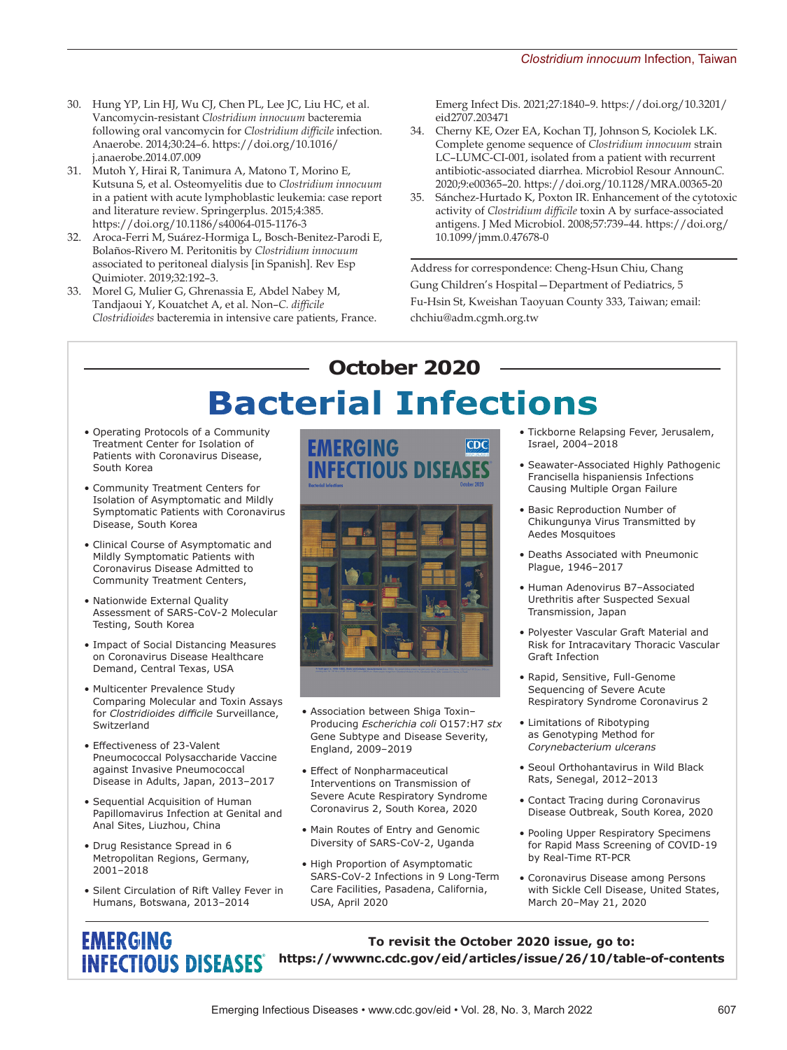30. Hung YP, Lin HJ, Wu CJ, Chen PL, Lee JC, Liu HC, et al. Vancomycin-resistant *Clostridium innocuum* bacteremia following oral vancomycin for *Clostridium difficile* infection. Anaerobe. 2014;30:24–6. https://doi.org/10.1016/j.anaerobe.2014.07.009
31. Mutoh Y, Hirai R, Tanimura A, Matono T, Morino E, Kutsuna S, et al. Osteomyelitis due to *Clostridium innocuum* in a patient with acute lymphoblastic leukemia: case report and literature review. Springerplus. 2015;4:385. https://doi.org/10.1186/s40064-015-1176-3
32. Aroca-Ferri M, Suárez-Hormiga L, Bosch-Benitez-Parodi E, Bolaños-Rivero M. Peritonitis by *Clostridium innocuum* associated to peritoneal dialysis [in Spanish]. Rev Esp Quimioter. 2019;32:192–3.
33. Morel G, Mulier G, Ghrenassia E, Abdel Nabey M, Tandjaoui Y, Kouatchet A, et al. Non–*C. difficile Clostridioides* bacteremia in intensive care patients, France. Emerg Infect Dis. 2021;27:1840–9. https://doi.org/10.3201/eid2707.203471
34. Cherny KE, Ozer EA, Kochan TJ, Johnson S, Kociolek LK. Complete genome sequence of *Clostridium innocuum* strain LC–LUMC-CI-001, isolated from a patient with recurrent antibiotic-associated diarrhea. Microbiol Resour AnnounC. 2020;9:e00365–20. https://doi.org/10.1128/MRA.00365-20
35. Sánchez-Hurtado K, Poxton IR. Enhancement of the cytotoxic activity of *Clostridium difficile* toxin A by surface-associated antigens. J Med Microbiol. 2008;57:739–44. https://doi.org/10.1099/jmm.0.47678-0

Address for correspondence: Cheng-Hsun Chiu, Chang Gung Children's Hospital—Department of Pediatrics, 5 Fu-Hsin St, Kweishan Taoyuan County 333, Taiwan; email: chchiu@adm.cgmh.org.tw

## October 2020

# Bacterial Infections

- Operating Protocols of a Community Treatment Center for Isolation of Patients with Coronavirus Disease, South Korea
- Community Treatment Centers for Isolation of Asymptomatic and Mildly Symptomatic Patients with Coronavirus Disease, South Korea
- Clinical Course of Asymptomatic and Mildly Symptomatic Patients with Coronavirus Disease Admitted to Community Treatment Centers,
- Nationwide External Quality Assessment of SARS-CoV-2 Molecular Testing, South Korea
- Impact of Social Distancing Measures on Coronavirus Disease Healthcare Demand, Central Texas, USA
- Multicenter Prevalence Study Comparing Molecular and Toxin Assays for *Clostridioides difficile* Surveillance, Switzerland
- Effectiveness of 23-Valent Pneumococcal Polysaccharide Vaccine against Invasive Pneumococcal Disease in Adults, Japan, 2013–2017
- Sequential Acquisition of Human Papillomavirus Infection at Genital and Anal Sites, Liuzhou, China
- Drug Resistance Spread in 6 Metropolitan Regions, Germany, 2001–2018
- Silent Circulation of Rift Valley Fever in Humans, Botswana, 2013–2014
- Association between Shiga Toxin–Producing *Escherichia coli* O157:H7 *stx* Gene Subtype and Disease Severity, England, 2009–2019
- Effect of Nonpharmaceutical Interventions on Transmission of Severe Acute Respiratory Syndrome Coronavirus 2, South Korea, 2020
- Main Routes of Entry and Genomic Diversity of SARS-CoV-2, Uganda
- High Proportion of Asymptomatic SARS-CoV-2 Infections in 9 Long-Term Care Facilities, Pasadena, California, USA, April 2020
- Tickborne Relapsing Fever, Jerusalem, Israel, 2004–2018
- Seawater-Associated Highly Pathogenic Francisella hispaniensis Infections Causing Multiple Organ Failure
- Basic Reproduction Number of Chikungunya Virus Transmitted by Aedes Mosquitoes
- Deaths Associated with Pneumonic Plague, 1946–2017
- Human Adenovirus B7–Associated Urethritis after Suspected Sexual Transmission, Japan
- Polyester Vascular Graft Material and Risk for Intracavitary Thoracic Vascular Graft Infection
- Rapid, Sensitive, Full-Genome Sequencing of Severe Acute Respiratory Syndrome Coronavirus 2
- Limitations of Ribotyping as Genotyping Method for *Corynebacterium ulcerans*
- Seoul Orthohantavirus in Wild Black Rats, Senegal, 2012–2013
- Contact Tracing during Coronavirus Disease Outbreak, South Korea, 2020
- Pooling Upper Respiratory Specimens for Rapid Mass Screening of COVID-19 by Real-Time RT-PCR
- Coronavirus Disease among Persons with Sickle Cell Disease, United States, March 20–May 21, 2020

EMERGING INFECTIOUS DISEASES®

**To revisit the October 2020 issue, go to:**
**https://wwwnc.cdc.gov/eid/articles/issue/26/10/table-of-contents**